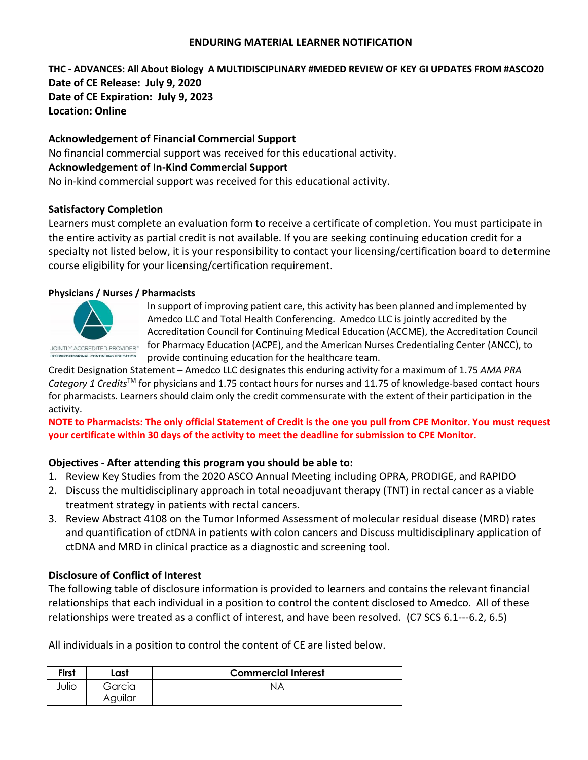# ENDURING MATERIAL LEARNER NOTIFICATION

**THC - ADVANCES: All About Biology A MULTIDISCIPLINARY #MEDED REVIEW OF KEY GI UPDATES FROM #ASCO20**
**Date of CE Release: July 9, 2020**
**Date of CE Expiration: July 9, 2023**
**Location: Online**

**Acknowledgement of Financial Commercial Support**
No financial commercial support was received for this educational activity.
**Acknowledgement of In-Kind Commercial Support**
No in-kind commercial support was received for this educational activity.

**Satisfactory Completion**
Learners must complete an evaluation form to receive a certificate of completion. You must participate in the entire activity as partial credit is not available. If you are seeking continuing education credit for a specialty not listed below, it is your responsibility to contact your licensing/certification board to determine course eligibility for your licensing/certification requirement.

**Physicians / Nurses / Pharmacists**

JOINTLY ACCREDITED PROVIDER™
INTERPROFESSIONAL CONTINUING EDUCATION

In support of improving patient care, this activity has been planned and implemented by Amedco LLC and Total Health Conferencing. Amedco LLC is jointly accredited by the Accreditation Council for Continuing Medical Education (ACCME), the Accreditation Council for Pharmacy Education (ACPE), and the American Nurses Credentialing Center (ANCC), to provide continuing education for the healthcare team.

Credit Designation Statement – Amedco LLC designates this enduring activity for a maximum of 1.75 *AMA PRA Category 1 Credits*™ for physicians and 1.75 contact hours for nurses and 11.75 of knowledge-based contact hours for pharmacists. Learners should claim only the credit commensurate with the extent of their participation in the activity.

**NOTE to Pharmacists: The only official Statement of Credit is the one you pull from CPE Monitor. You must request your certificate within 30 days of the activity to meet the deadline for submission to CPE Monitor.**

**Objectives - After attending this program you should be able to:**

1. Review Key Studies from the 2020 ASCO Annual Meeting including OPRA, PRODIGE, and RAPIDO
2. Discuss the multidisciplinary approach in total neoadjuvant therapy (TNT) in rectal cancer as a viable treatment strategy in patients with rectal cancers.
3. Review Abstract 4108 on the Tumor Informed Assessment of molecular residual disease (MRD) rates and quantification of ctDNA in patients with colon cancers and Discuss multidisciplinary application of ctDNA and MRD in clinical practice as a diagnostic and screening tool.

**Disclosure of Conflict of Interest**
The following table of disclosure information is provided to learners and contains the relevant financial relationships that each individual in a position to control the content disclosed to Amedco. All of these relationships were treated as a conflict of interest, and have been resolved. (C7 SCS 6.1---6.2, 6.5)

All individuals in a position to control the content of CE are listed below.

| First | Last | Commercial Interest |
|---|---|---|
| Julio | Garcia Aguilar | NA |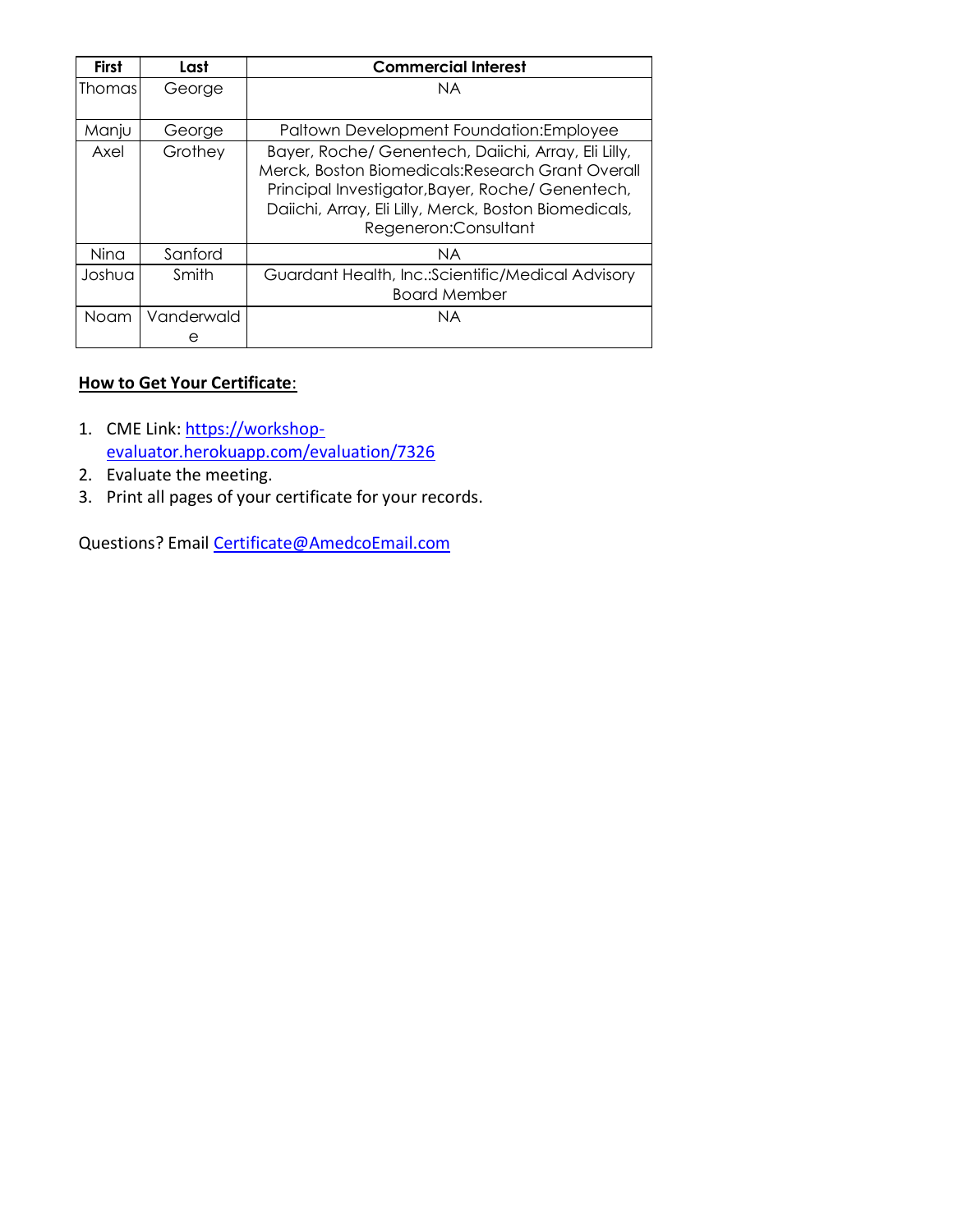| First | Last | Commercial Interest |
|---|---|---|
| Thomas | George | NA |
| Manju | George | Paltown Development Foundation:Employee |
| Axel | Grothey | Bayer, Roche/ Genentech, Daiichi, Array, Eli Lilly, Merck, Boston Biomedicals:Research Grant Overall Principal Investigator,Bayer, Roche/ Genentech, Daiichi, Array, Eli Lilly, Merck, Boston Biomedicals, Regeneron:Consultant |
| Nina | Sanford | NA |
| Joshua | Smith | Guardant Health, Inc.:Scientific/Medical Advisory Board Member |
| Noam | Vanderwalde | NA |

**How to Get Your Certificate**:

1. CME Link: https://workshop-evaluator.herokuapp.com/evaluation/7326
2. Evaluate the meeting.
3. Print all pages of your certificate for your records.

Questions? Email Certificate@AmedcoEmail.com